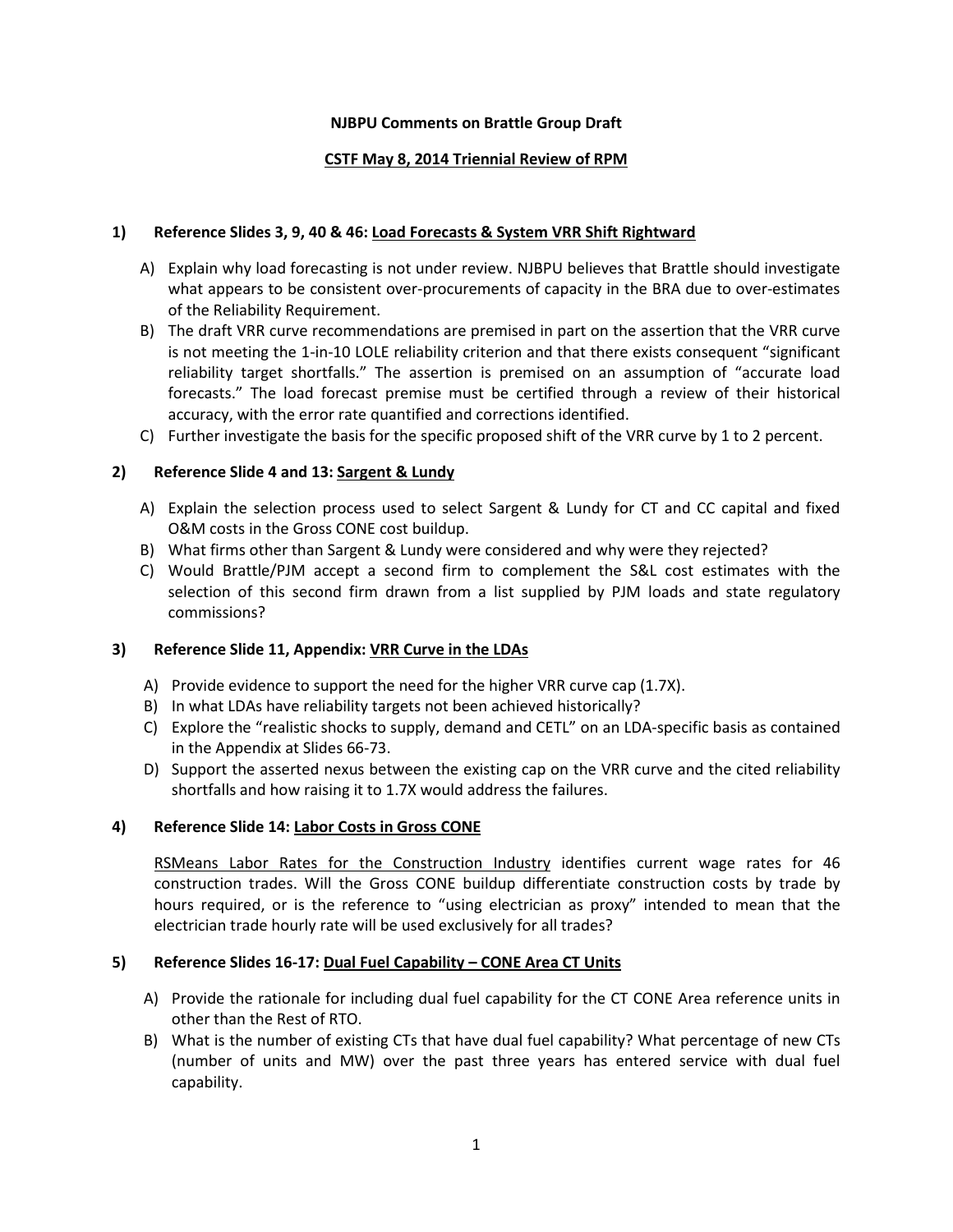**NJBPU Comments on Brattle Group Draft**

**CSTF May 8, 2014 Triennial Review of RPM**

**1) Reference Slides 3, 9, 40 & 46: Load Forecasts & System VRR Shift Rightward**

A) Explain why load forecasting is not under review. NJBPU believes that Brattle should investigate what appears to be consistent over-procurements of capacity in the BRA due to over-estimates of the Reliability Requirement.

B) The draft VRR curve recommendations are premised in part on the assertion that the VRR curve is not meeting the 1-in-10 LOLE reliability criterion and that there exists consequent "significant reliability target shortfalls." The assertion is premised on an assumption of "accurate load forecasts." The load forecast premise must be certified through a review of their historical accuracy, with the error rate quantified and corrections identified.

C) Further investigate the basis for the specific proposed shift of the VRR curve by 1 to 2 percent.

**2) Reference Slide 4 and 13: Sargent & Lundy**

A) Explain the selection process used to select Sargent & Lundy for CT and CC capital and fixed O&M costs in the Gross CONE cost buildup.

B) What firms other than Sargent & Lundy were considered and why were they rejected?

C) Would Brattle/PJM accept a second firm to complement the S&L cost estimates with the selection of this second firm drawn from a list supplied by PJM loads and state regulatory commissions?

**3) Reference Slide 11, Appendix: VRR Curve in the LDAs**

A) Provide evidence to support the need for the higher VRR curve cap (1.7X).

B) In what LDAs have reliability targets not been achieved historically?

C) Explore the "realistic shocks to supply, demand and CETL" on an LDA-specific basis as contained in the Appendix at Slides 66-73.

D) Support the asserted nexus between the existing cap on the VRR curve and the cited reliability shortfalls and how raising it to 1.7X would address the failures.

**4) Reference Slide 14: Labor Costs in Gross CONE**

RSMeans Labor Rates for the Construction Industry identifies current wage rates for 46 construction trades. Will the Gross CONE buildup differentiate construction costs by trade by hours required, or is the reference to "using electrician as proxy" intended to mean that the electrician trade hourly rate will be used exclusively for all trades?

**5) Reference Slides 16-17: Dual Fuel Capability – CONE Area CT Units**

A) Provide the rationale for including dual fuel capability for the CT CONE Area reference units in other than the Rest of RTO.

B) What is the number of existing CTs that have dual fuel capability? What percentage of new CTs (number of units and MW) over the past three years has entered service with dual fuel capability.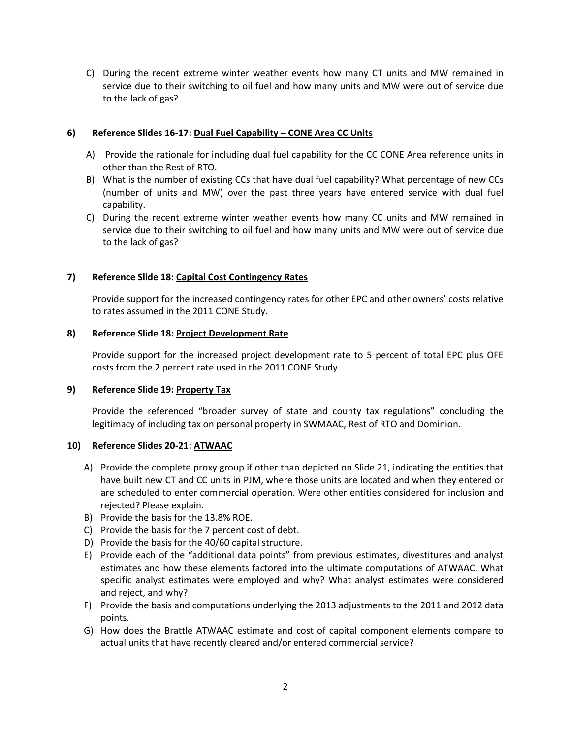C) During the recent extreme winter weather events how many CT units and MW remained in service due to their switching to oil fuel and how many units and MW were out of service due to the lack of gas?

**6) Reference Slides 16-17: <u>Dual Fuel Capability – CONE Area CC Units</u>**

A) Provide the rationale for including dual fuel capability for the CC CONE Area reference units in other than the Rest of RTO.

B) What is the number of existing CCs that have dual fuel capability? What percentage of new CCs (number of units and MW) over the past three years have entered service with dual fuel capability.

C) During the recent extreme winter weather events how many CC units and MW remained in service due to their switching to oil fuel and how many units and MW were out of service due to the lack of gas?

**7) Reference Slide 18: <u>Capital Cost Contingency Rates</u>**

Provide support for the increased contingency rates for other EPC and other owners' costs relative to rates assumed in the 2011 CONE Study.

**8) Reference Slide 18: <u>Project Development Rate</u>**

Provide support for the increased project development rate to 5 percent of total EPC plus OFE costs from the 2 percent rate used in the 2011 CONE Study.

**9) Reference Slide 19: <u>Property Tax</u>**

Provide the referenced "broader survey of state and county tax regulations" concluding the legitimacy of including tax on personal property in SWMAAC, Rest of RTO and Dominion.

**10) Reference Slides 20-21: <u>ATWAAC</u>**

A) Provide the complete proxy group if other than depicted on Slide 21, indicating the entities that have built new CT and CC units in PJM, where those units are located and when they entered or are scheduled to enter commercial operation. Were other entities considered for inclusion and rejected? Please explain.

B) Provide the basis for the 13.8% ROE.

C) Provide the basis for the 7 percent cost of debt.

D) Provide the basis for the 40/60 capital structure.

E) Provide each of the "additional data points" from previous estimates, divestitures and analyst estimates and how these elements factored into the ultimate computations of ATWAAC. What specific analyst estimates were employed and why? What analyst estimates were considered and reject, and why?

F) Provide the basis and computations underlying the 2013 adjustments to the 2011 and 2012 data points.

G) How does the Brattle ATWAAC estimate and cost of capital component elements compare to actual units that have recently cleared and/or entered commercial service?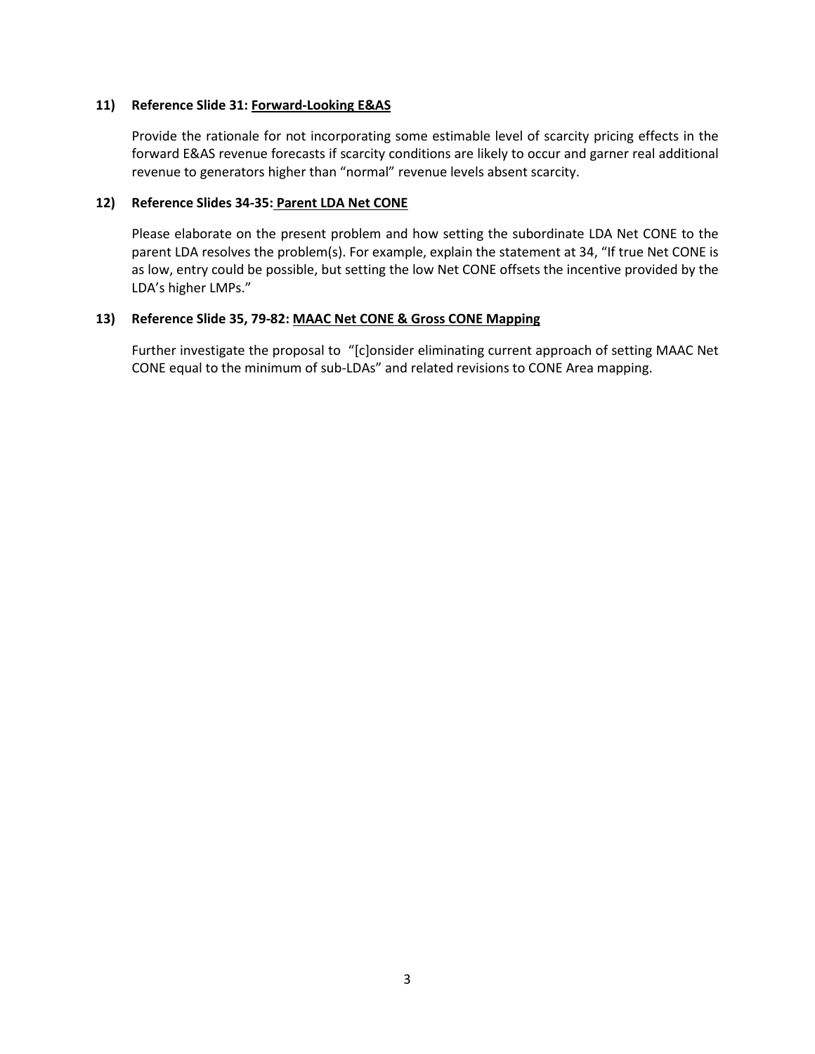**11) Reference Slide 31: Forward-Looking E&AS**

Provide the rationale for not incorporating some estimable level of scarcity pricing effects in the forward E&AS revenue forecasts if scarcity conditions are likely to occur and garner real additional revenue to generators higher than "normal" revenue levels absent scarcity.

**12) Reference Slides 34-35: Parent LDA Net CONE**

Please elaborate on the present problem and how setting the subordinate LDA Net CONE to the parent LDA resolves the problem(s). For example, explain the statement at 34, "If true Net CONE is as low, entry could be possible, but setting the low Net CONE offsets the incentive provided by the LDA's higher LMPs."

**13) Reference Slide 35, 79-82: MAAC Net CONE & Gross CONE Mapping**

Further investigate the proposal to "[c]onsider eliminating current approach of setting MAAC Net CONE equal to the minimum of sub-LDAs" and related revisions to CONE Area mapping.